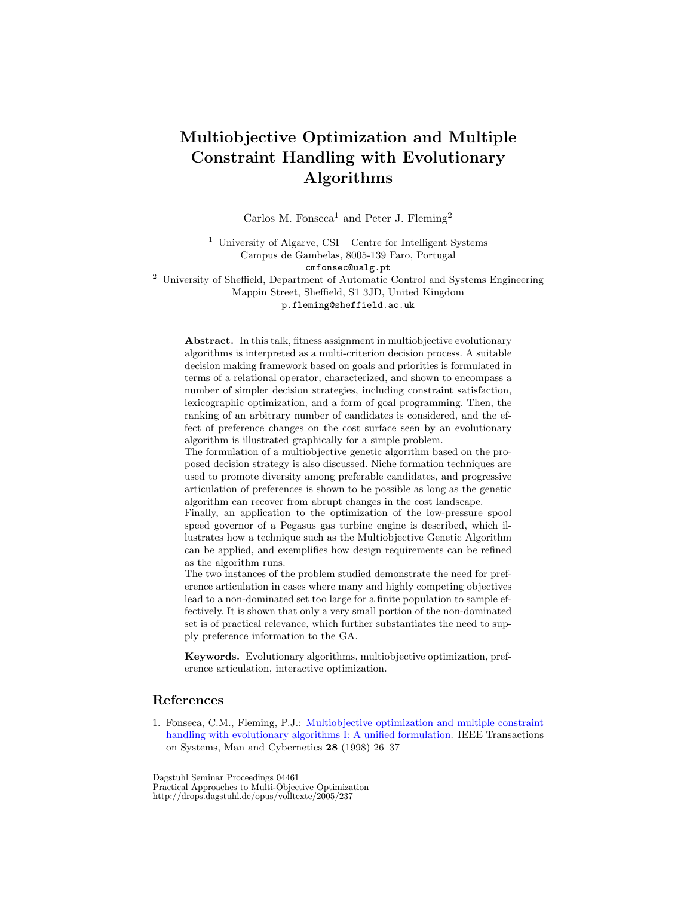# Multiobjective Optimization and Multiple Constraint Handling with Evolutionary Algorithms

Carlos M. Fonseca[1] and Peter J. Fleming[2]

[1] University of Algarve, CSI – Centre for Intelligent Systems
Campus de Gambelas, 8005-139 Faro, Portugal
`cmfonsec@ualg.pt`

[2] University of Sheffield, Department of Automatic Control and Systems Engineering
Mappin Street, Sheffield, S1 3JD, United Kingdom
`p.fleming@sheffield.ac.uk`

**Abstract.** In this talk, fitness assignment in multiobjective evolutionary algorithms is interpreted as a multi-criterion decision process. A suitable decision making framework based on goals and priorities is formulated in terms of a relational operator, characterized, and shown to encompass a number of simpler decision strategies, including constraint satisfaction, lexicographic optimization, and a form of goal programming. Then, the ranking of an arbitrary number of candidates is considered, and the effect of preference changes on the cost surface seen by an evolutionary algorithm is illustrated graphically for a simple problem.

The formulation of a multiobjective genetic algorithm based on the proposed decision strategy is also discussed. Niche formation techniques are used to promote diversity among preferable candidates, and progressive articulation of preferences is shown to be possible as long as the genetic algorithm can recover from abrupt changes in the cost landscape.

Finally, an application to the optimization of the low-pressure spool speed governor of a Pegasus gas turbine engine is described, which illustrates how a technique such as the Multiobjective Genetic Algorithm can be applied, and exemplifies how design requirements can be refined as the algorithm runs.

The two instances of the problem studied demonstrate the need for preference articulation in cases where many and highly competing objectives lead to a non-dominated set too large for a finite population to sample effectively. It is shown that only a very small portion of the non-dominated set is of practical relevance, which further substantiates the need to supply preference information to the GA.

**Keywords.** Evolutionary algorithms, multiobjective optimization, preference articulation, interactive optimization.

## References

1. Fonseca, C.M., Fleming, P.J.: Multiobjective optimization and multiple constraint handling with evolutionary algorithms I: A unified formulation. IEEE Transactions on Systems, Man and Cybernetics **28** (1998) 26–37

Dagstuhl Seminar Proceedings 04461
Practical Approaches to Multi-Objective Optimization
http://drops.dagstuhl.de/opus/volltexte/2005/237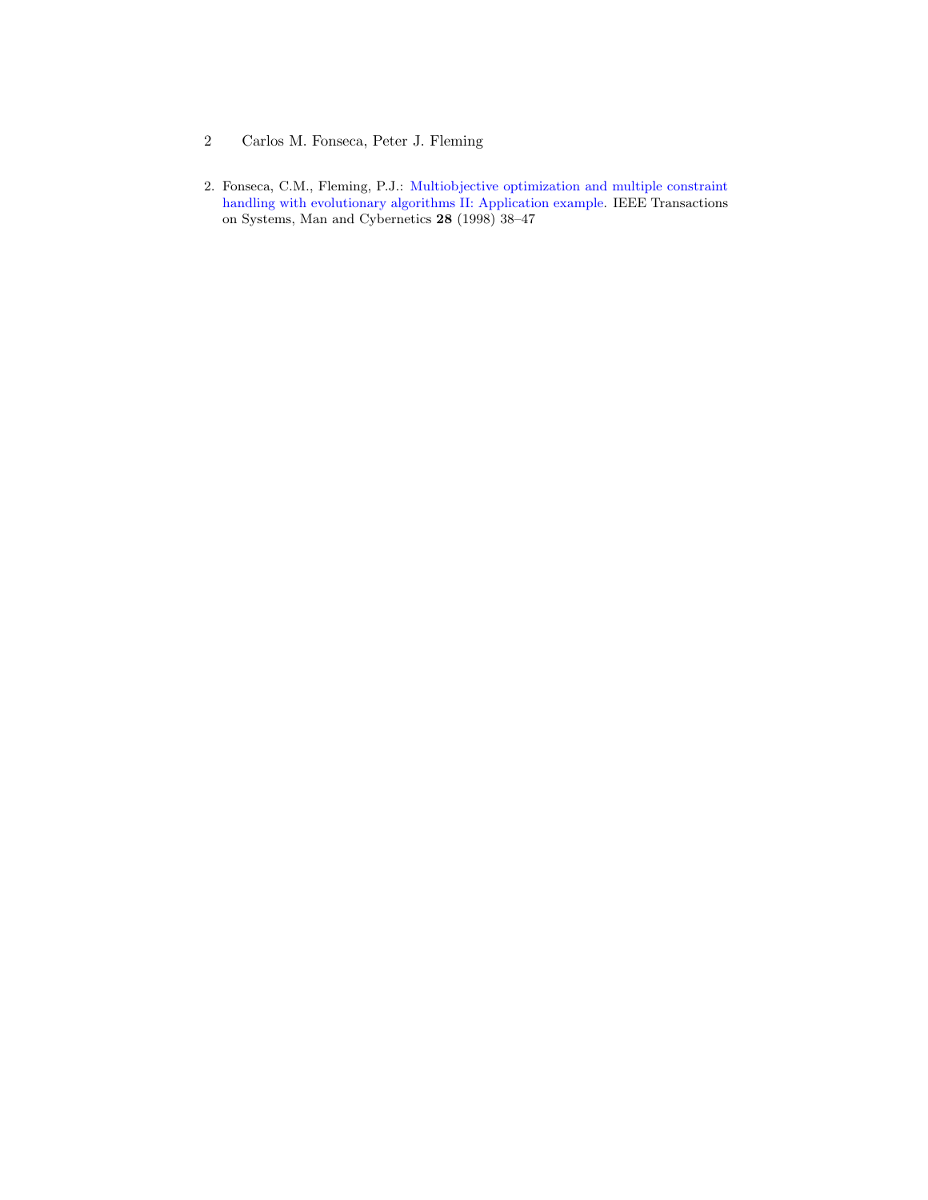2. Fonseca, C.M., Fleming, P.J.: Multiobjective optimization and multiple constraint handling with evolutionary algorithms II: Application example. IEEE Transactions on Systems, Man and Cybernetics **28** (1998) 38–47